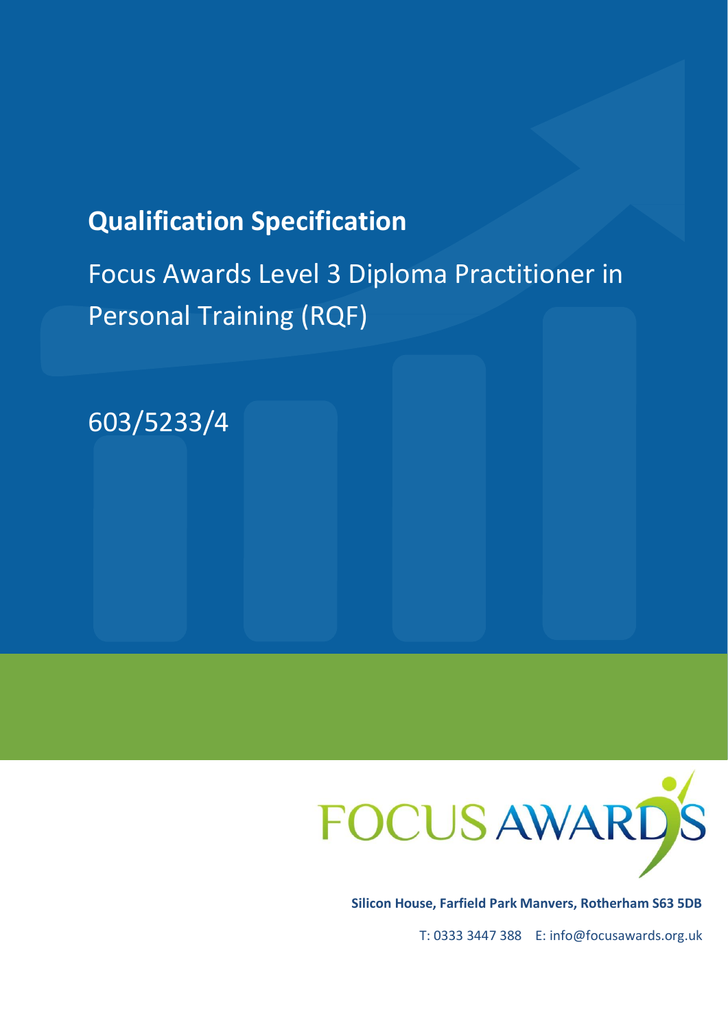# Qualification Specification

## Focus Awards Level 3 Diploma Practitioner in Personal Training (RQF)

603/5233/4

FOCUS AWARDS

**Silicon House, Farfield Park Manvers, Rotherham S63 5DB**

T: 0333 3447 388 E: info@focusawards.org.uk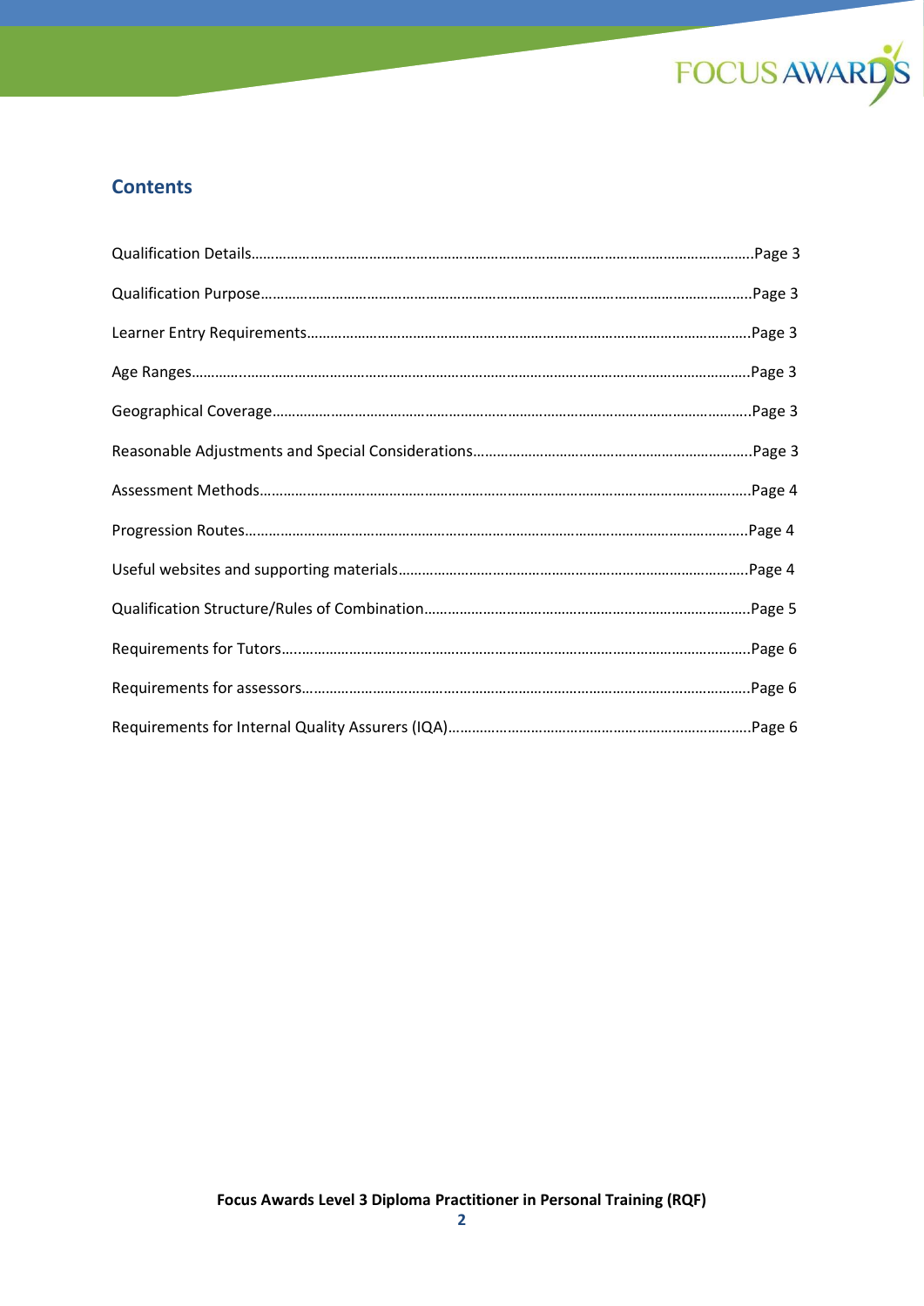## Contents

Qualification Details……………………………………………………………………………………………………….Page 3

Qualification Purpose…………………………………………………………………………………………………….Page 3

Learner Entry Requirements………………………………………………………………………………………….Page 3

Age Ranges…………...………………………………………………………………………………………………………Page 3

Geographical Coverage………………………………………………………………………………………………….Page 3

Reasonable Adjustments and Special Considerations……………………………………………………….Page 3

Assessment Methods……………………………………………………………………………………………………Page 4

Progression Routes……………………………………………………………………………………………………….Page 4

Useful websites and supporting materials………………………………………………………………………Page 4

Qualification Structure/Rules of Combination……………………………………………………………….Page 5

Requirements for Tutors…...………………………………………………………………………………………….Page 6

Requirements for assessors…………………………………………………………………………………………Page 6

Requirements for Internal Quality Assurers (IQA)……………………………………………………………Page 6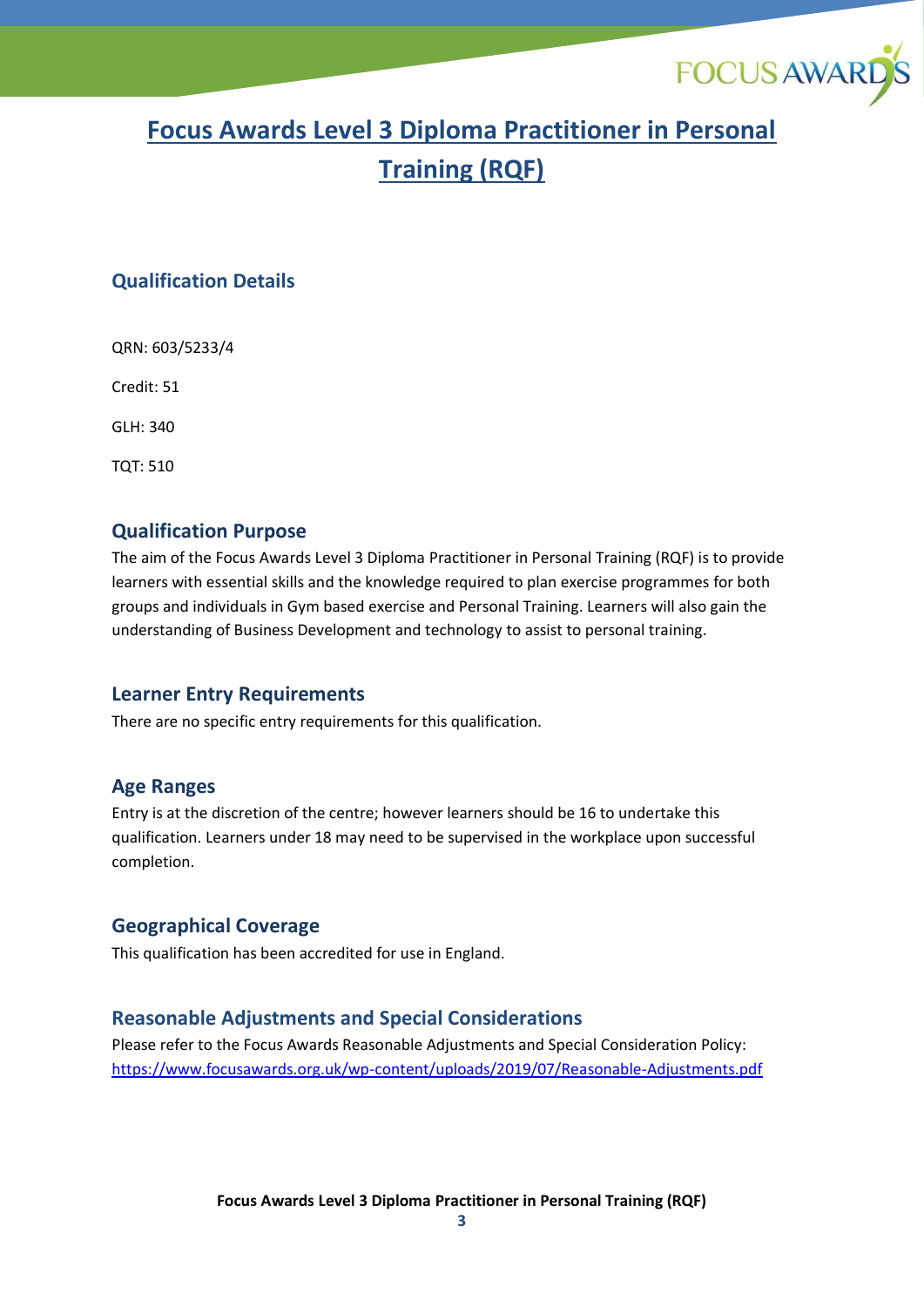# Focus Awards Level 3 Diploma Practitioner in Personal Training (RQF)

## Qualification Details

QRN: 603/5233/4

Credit: 51

GLH: 340

TQT: 510

## Qualification Purpose

The aim of the Focus Awards Level 3 Diploma Practitioner in Personal Training (RQF) is to provide learners with essential skills and the knowledge required to plan exercise programmes for both groups and individuals in Gym based exercise and Personal Training. Learners will also gain the understanding of Business Development and technology to assist to personal training.

## Learner Entry Requirements

There are no specific entry requirements for this qualification.

## Age Ranges

Entry is at the discretion of the centre; however learners should be 16 to undertake this qualification. Learners under 18 may need to be supervised in the workplace upon successful completion.

## Geographical Coverage

This qualification has been accredited for use in England.

## Reasonable Adjustments and Special Considerations

Please refer to the Focus Awards Reasonable Adjustments and Special Consideration Policy: https://www.focusawards.org.uk/wp-content/uploads/2019/07/Reasonable-Adjustments.pdf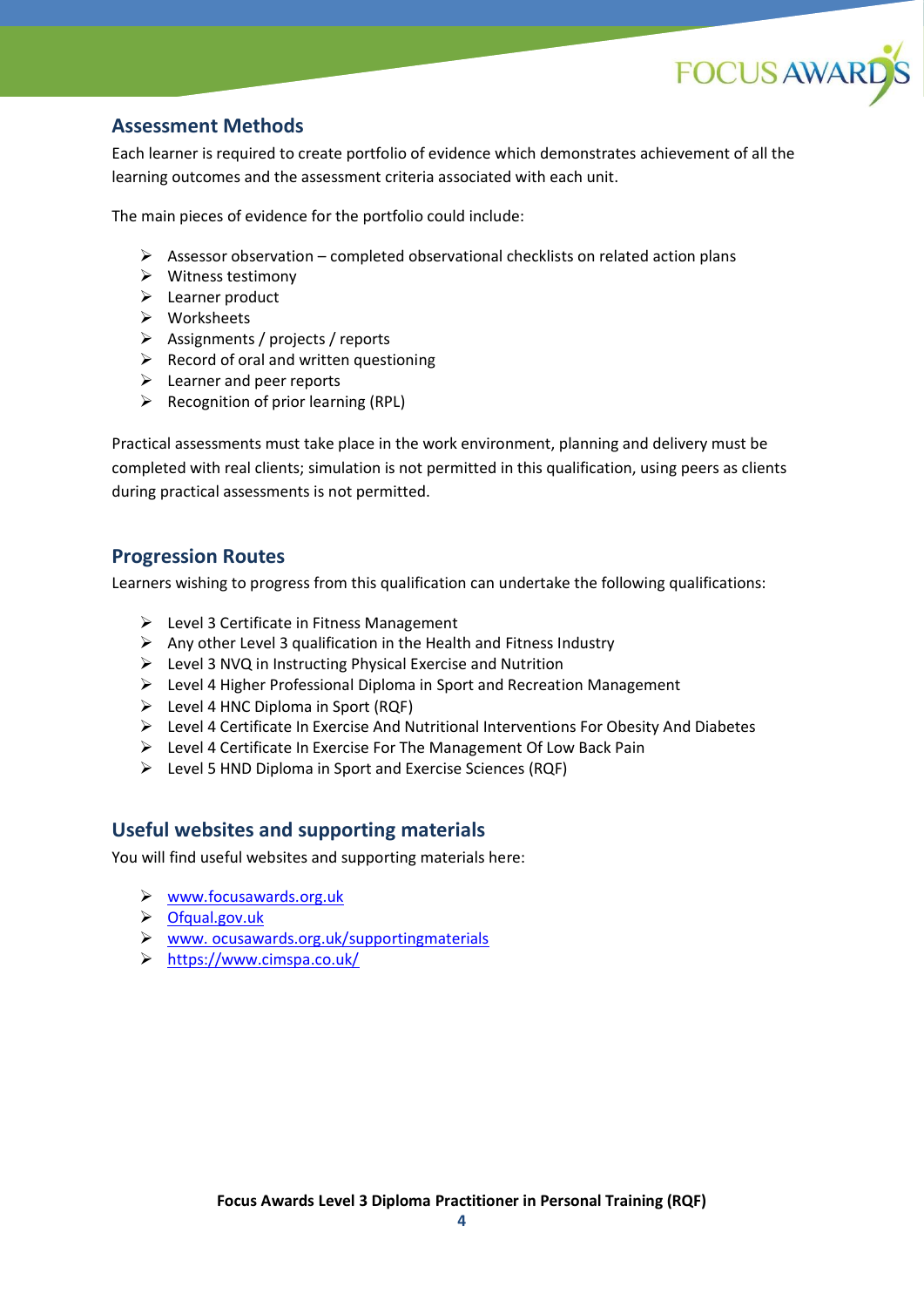## Assessment Methods

Each learner is required to create portfolio of evidence which demonstrates achievement of all the learning outcomes and the assessment criteria associated with each unit.

The main pieces of evidence for the portfolio could include:

- Assessor observation – completed observational checklists on related action plans
- Witness testimony
- Learner product
- Worksheets
- Assignments / projects / reports
- Record of oral and written questioning
- Learner and peer reports
- Recognition of prior learning (RPL)

Practical assessments must take place in the work environment, planning and delivery must be completed with real clients; simulation is not permitted in this qualification, using peers as clients during practical assessments is not permitted.

## Progression Routes

Learners wishing to progress from this qualification can undertake the following qualifications:

- Level 3 Certificate in Fitness Management
- Any other Level 3 qualification in the Health and Fitness Industry
- Level 3 NVQ in Instructing Physical Exercise and Nutrition
- Level 4 Higher Professional Diploma in Sport and Recreation Management
- Level 4 HNC Diploma in Sport (RQF)
- Level 4 Certificate In Exercise And Nutritional Interventions For Obesity And Diabetes
- Level 4 Certificate In Exercise For The Management Of Low Back Pain
- Level 5 HND Diploma in Sport and Exercise Sciences (RQF)

## Useful websites and supporting materials

You will find useful websites and supporting materials here:

- www.focusawards.org.uk
- Ofqual.gov.uk
- www. ocusawards.org.uk/supportingmaterials
- https://www.cimspa.co.uk/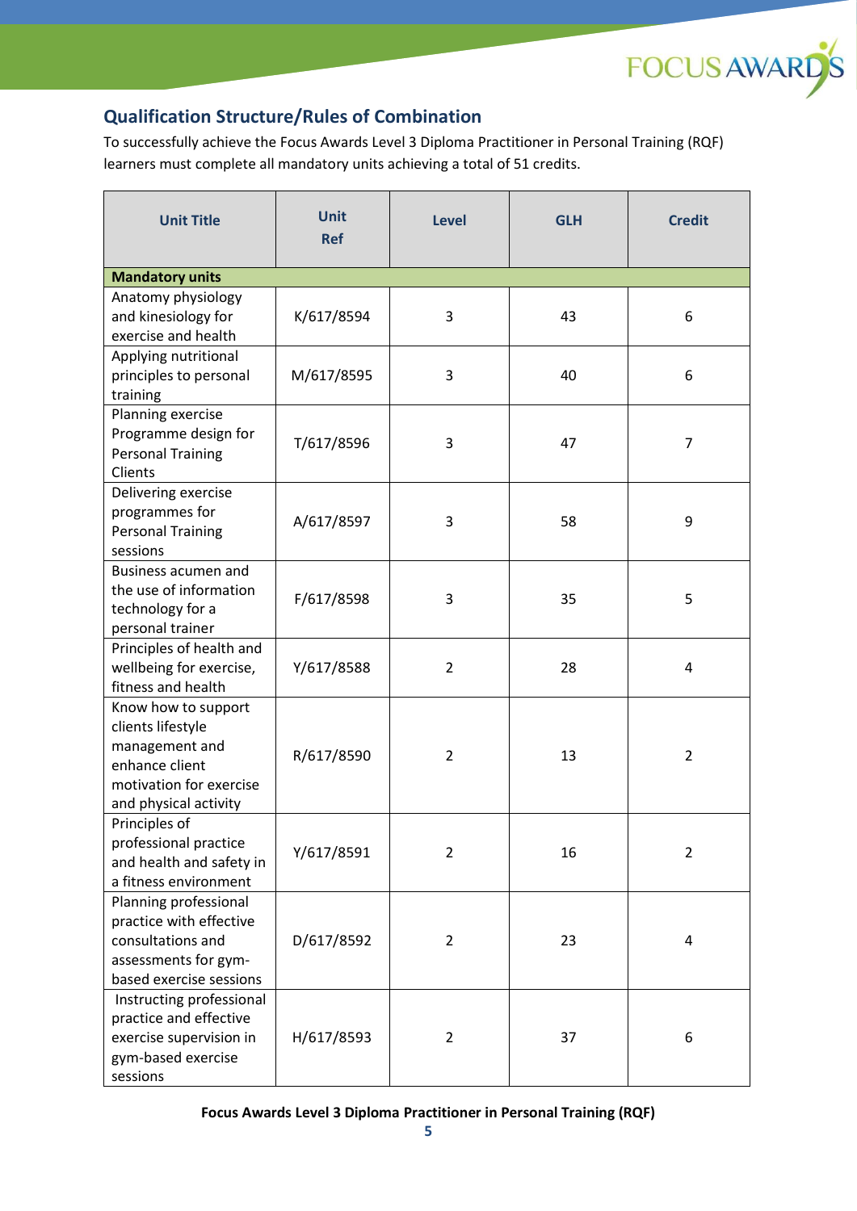## Qualification Structure/Rules of Combination

To successfully achieve the Focus Awards Level 3 Diploma Practitioner in Personal Training (RQF) learners must complete all mandatory units achieving a total of 51 credits.

| Unit Title | Unit Ref | Level | GLH | Credit |
|---|---|---|---|---|
| **Mandatory units** | | | | |
| Anatomy physiology and kinesiology for exercise and health | K/617/8594 | 3 | 43 | 6 |
| Applying nutritional principles to personal training | M/617/8595 | 3 | 40 | 6 |
| Planning exercise Programme design for Personal Training Clients | T/617/8596 | 3 | 47 | 7 |
| Delivering exercise programmes for Personal Training sessions | A/617/8597 | 3 | 58 | 9 |
| Business acumen and the use of information technology for a personal trainer | F/617/8598 | 3 | 35 | 5 |
| Principles of health and wellbeing for exercise, fitness and health | Y/617/8588 | 2 | 28 | 4 |
| Know how to support clients lifestyle management and enhance client motivation for exercise and physical activity | R/617/8590 | 2 | 13 | 2 |
| Principles of professional practice and health and safety in a fitness environment | Y/617/8591 | 2 | 16 | 2 |
| Planning professional practice with effective consultations and assessments for gym-based exercise sessions | D/617/8592 | 2 | 23 | 4 |
| Instructing professional practice and effective exercise supervision in gym-based exercise sessions | H/617/8593 | 2 | 37 | 6 |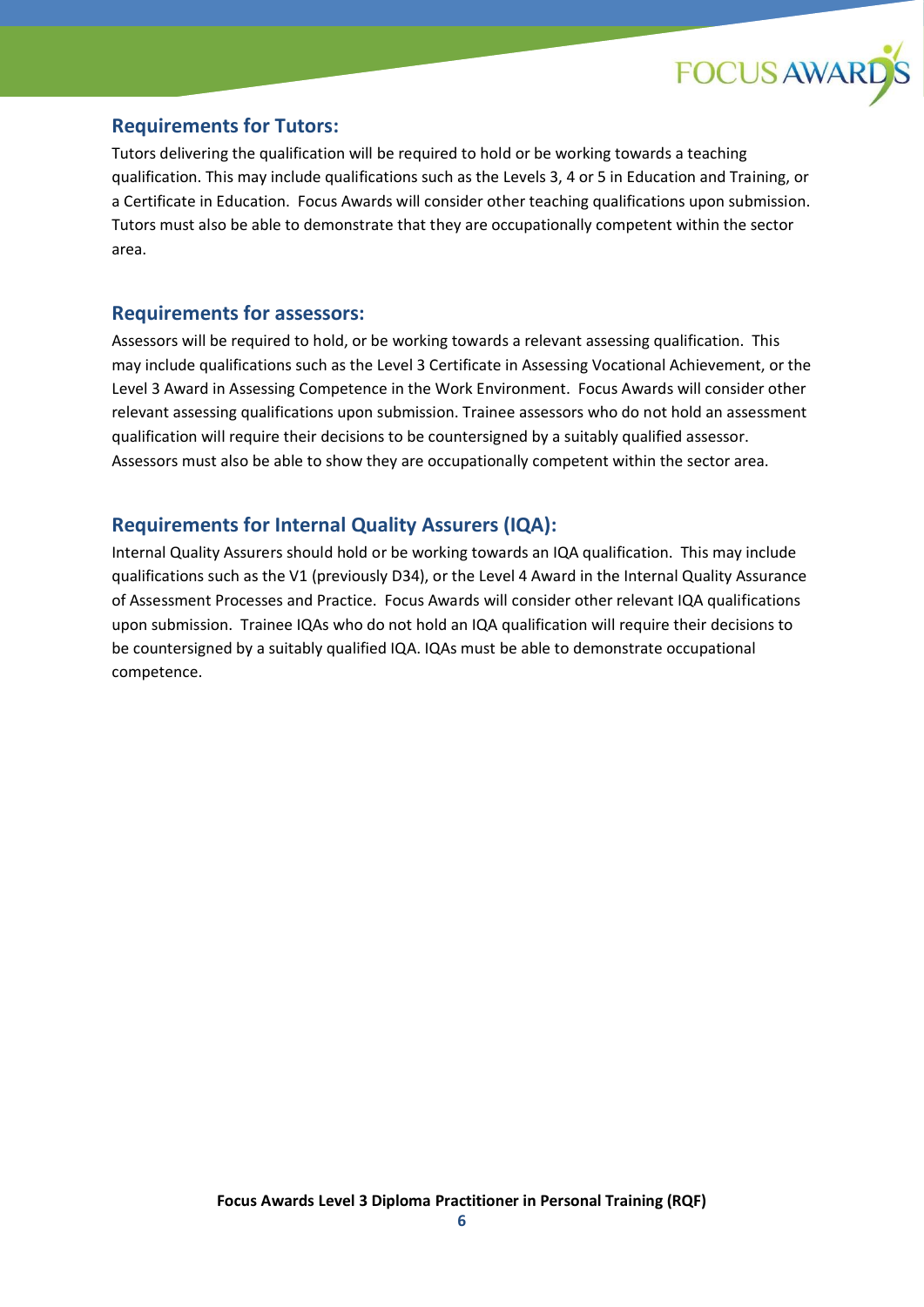## Requirements for Tutors:

Tutors delivering the qualification will be required to hold or be working towards a teaching qualification. This may include qualifications such as the Levels 3, 4 or 5 in Education and Training, or a Certificate in Education. Focus Awards will consider other teaching qualifications upon submission. Tutors must also be able to demonstrate that they are occupationally competent within the sector area.

## Requirements for assessors:

Assessors will be required to hold, or be working towards a relevant assessing qualification. This may include qualifications such as the Level 3 Certificate in Assessing Vocational Achievement, or the Level 3 Award in Assessing Competence in the Work Environment. Focus Awards will consider other relevant assessing qualifications upon submission. Trainee assessors who do not hold an assessment qualification will require their decisions to be countersigned by a suitably qualified assessor. Assessors must also be able to show they are occupationally competent within the sector area.

## Requirements for Internal Quality Assurers (IQA):

Internal Quality Assurers should hold or be working towards an IQA qualification. This may include qualifications such as the V1 (previously D34), or the Level 4 Award in the Internal Quality Assurance of Assessment Processes and Practice. Focus Awards will consider other relevant IQA qualifications upon submission. Trainee IQAs who do not hold an IQA qualification will require their decisions to be countersigned by a suitably qualified IQA. IQAs must be able to demonstrate occupational competence.